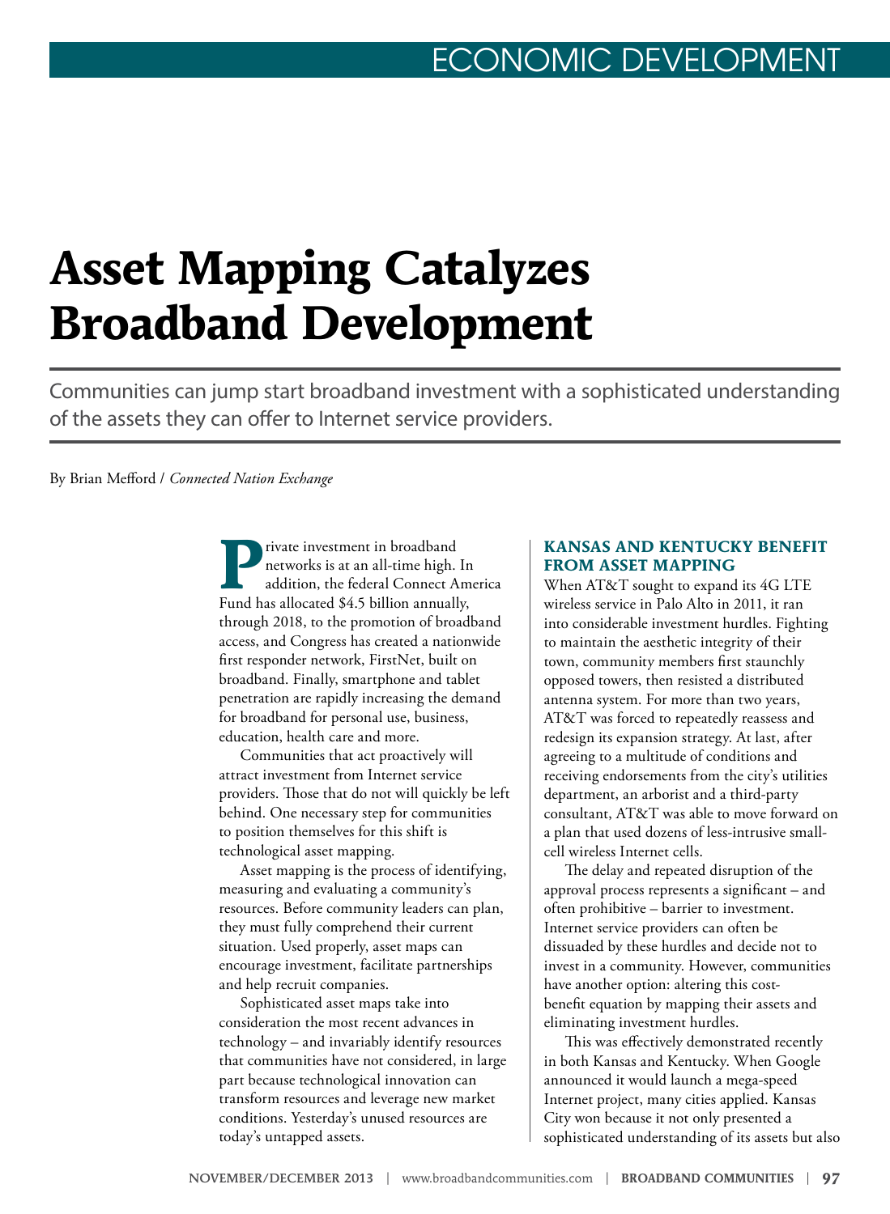# Asset Mapping Catalyzes Broadband Development

Communities can jump start broadband investment with a sophisticated understanding of the assets they can offer to Internet service providers.

By Brian Mefford / *Connected Nation Exchange*

Private investment in broadband networks is at an all-time high. In addition, the federal Connect America Fund has allocated $4.5 billion annually, through 2018, to the promotion of broadband access, and Congress has created a nationwide first responder network, FirstNet, built on broadband. Finally, smartphone and tablet penetration are rapidly increasing the demand for broadband for personal use, business, education, health care and more.

Communities that act proactively will attract investment from Internet service providers. Those that do not will quickly be left behind. One necessary step for communities to position themselves for this shift is technological asset mapping.

Asset mapping is the process of identifying, measuring and evaluating a community's resources. Before community leaders can plan, they must fully comprehend their current situation. Used properly, asset maps can encourage investment, facilitate partnerships and help recruit companies.

Sophisticated asset maps take into consideration the most recent advances in technology – and invariably identify resources that communities have not considered, in large part because technological innovation can transform resources and leverage new market conditions. Yesterday's unused resources are today's untapped assets.

## KANSAS AND KENTUCKY BENEFIT FROM ASSET MAPPING

When AT&T sought to expand its 4G LTE wireless service in Palo Alto in 2011, it ran into considerable investment hurdles. Fighting to maintain the aesthetic integrity of their town, community members first staunchly opposed towers, then resisted a distributed antenna system. For more than two years, AT&T was forced to repeatedly reassess and redesign its expansion strategy. At last, after agreeing to a multitude of conditions and receiving endorsements from the city's utilities department, an arborist and a third-party consultant, AT&T was able to move forward on a plan that used dozens of less-intrusive small-cell wireless Internet cells.

The delay and repeated disruption of the approval process represents a significant – and often prohibitive – barrier to investment. Internet service providers can often be dissuaded by these hurdles and decide not to invest in a community. However, communities have another option: altering this cost-benefit equation by mapping their assets and eliminating investment hurdles.

This was effectively demonstrated recently in both Kansas and Kentucky. When Google announced it would launch a mega-speed Internet project, many cities applied. Kansas City won because it not only presented a sophisticated understanding of its assets but also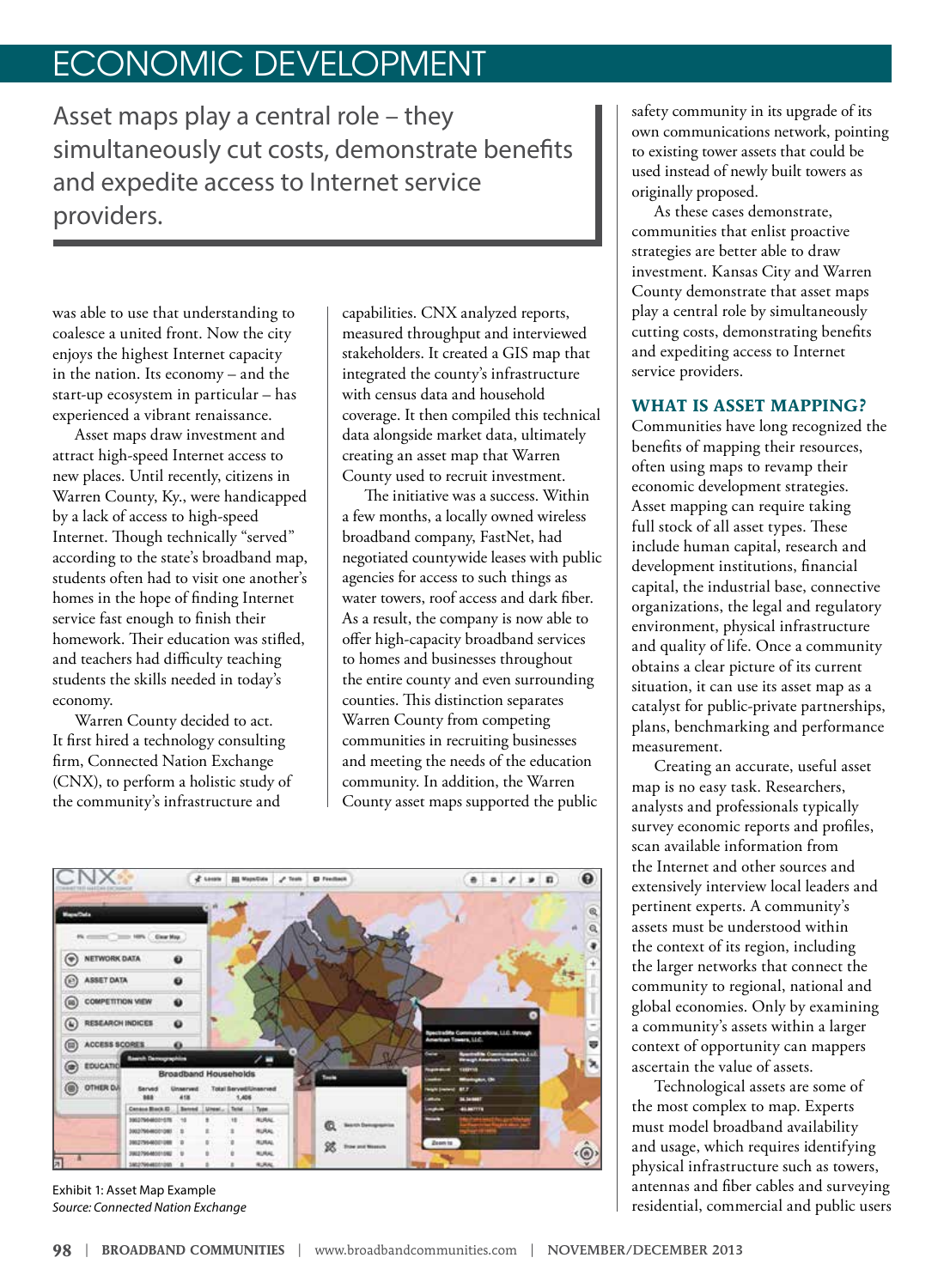# ECONOMIC DEVELOPMENT

> Asset maps play a central role – they simultaneously cut costs, demonstrate benefits and expedite access to Internet service providers.

was able to use that understanding to coalesce a united front. Now the city enjoys the highest Internet capacity in the nation. Its economy – and the start-up ecosystem in particular – has experienced a vibrant renaissance.

Asset maps draw investment and attract high-speed Internet access to new places. Until recently, citizens in Warren County, Ky., were handicapped by a lack of access to high-speed Internet. Though technically "served" according to the state's broadband map, students often had to visit one another's homes in the hope of finding Internet service fast enough to finish their homework. Their education was stifled, and teachers had difficulty teaching students the skills needed in today's economy.

Warren County decided to act. It first hired a technology consulting firm, Connected Nation Exchange (CNX), to perform a holistic study of the community's infrastructure and capabilities. CNX analyzed reports, measured throughput and interviewed stakeholders. It created a GIS map that integrated the county's infrastructure with census data and household coverage. It then compiled this technical data alongside market data, ultimately creating an asset map that Warren County used to recruit investment.

The initiative was a success. Within a few months, a locally owned wireless broadband company, FastNet, had negotiated countywide leases with public agencies for access to such things as water towers, roof access and dark fiber. As a result, the company is now able to offer high-capacity broadband services to homes and businesses throughout the entire county and even surrounding counties. This distinction separates Warren County from competing communities in recruiting businesses and meeting the needs of the education community. In addition, the Warren County asset maps supported the public safety community in its upgrade of its own communications network, pointing to existing tower assets that could be used instead of newly built towers as originally proposed.

As these cases demonstrate, communities that enlist proactive strategies are better able to draw investment. Kansas City and Warren County demonstrate that asset maps play a central role by simultaneously cutting costs, demonstrating benefits and expediting access to Internet service providers.

Exhibit 1: Asset Map Example
*Source: Connected Nation Exchange*

## WHAT IS ASSET MAPPING?

Communities have long recognized the benefits of mapping their resources, often using maps to revamp their economic development strategies. Asset mapping can require taking full stock of all asset types. These include human capital, research and development institutions, financial capital, the industrial base, connective organizations, the legal and regulatory environment, physical infrastructure and quality of life. Once a community obtains a clear picture of its current situation, it can use its asset map as a catalyst for public-private partnerships, plans, benchmarking and performance measurement.

Creating an accurate, useful asset map is no easy task. Researchers, analysts and professionals typically survey economic reports and profiles, scan available information from the Internet and other sources and extensively interview local leaders and pertinent experts. A community's assets must be understood within the context of its region, including the larger networks that connect the community to regional, national and global economies. Only by examining a community's assets within a larger context of opportunity can mappers ascertain the value of assets.

Technological assets are some of the most complex to map. Experts must model broadband availability and usage, which requires identifying physical infrastructure such as towers, antennas and fiber cables and surveying residential, commercial and public users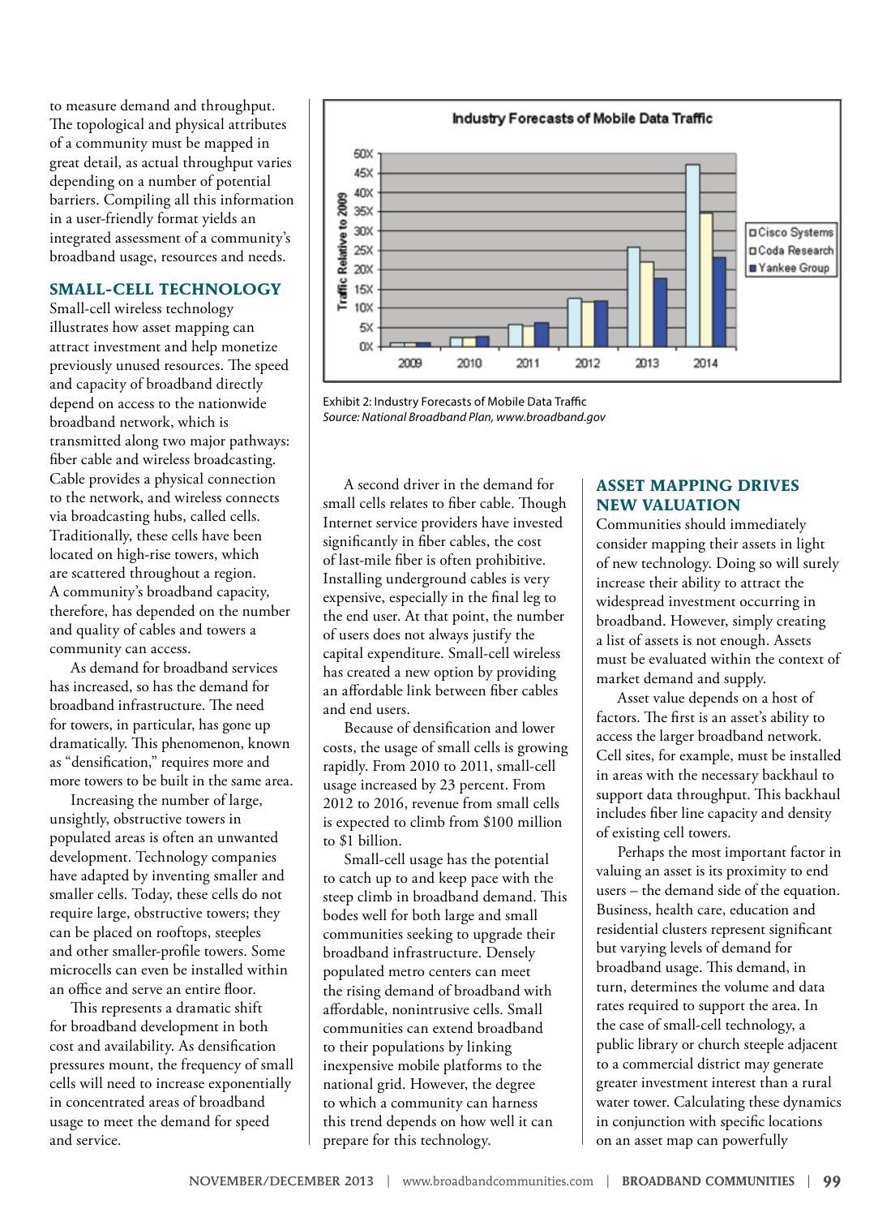to measure demand and throughput. The topological and physical attributes of a community must be mapped in great detail, as actual throughput varies depending on a number of potential barriers. Compiling all this information in a user-friendly format yields an integrated assessment of a community's broadband usage, resources and needs.

## SMALL-CELL TECHNOLOGY

Small-cell wireless technology illustrates how asset mapping can attract investment and help monetize previously unused resources. The speed and capacity of broadband directly depend on access to the nationwide broadband network, which is transmitted along two major pathways: fiber cable and wireless broadcasting. Cable provides a physical connection to the network, and wireless connects via broadcasting hubs, called cells. Traditionally, these cells have been located on high-rise towers, which are scattered throughout a region. A community's broadband capacity, therefore, has depended on the number and quality of cables and towers a community can access.

As demand for broadband services has increased, so has the demand for broadband infrastructure. The need for towers, in particular, has gone up dramatically. This phenomenon, known as "densification," requires more and more towers to be built in the same area.

Increasing the number of large, unsightly, obstructive towers in populated areas is often an unwanted development. Technology companies have adapted by inventing smaller and smaller cells. Today, these cells do not require large, obstructive towers; they can be placed on rooftops, steeples and other smaller-profile towers. Some microcells can even be installed within an office and serve an entire floor.

This represents a dramatic shift for broadband development in both cost and availability. As densification pressures mount, the frequency of small cells will need to increase exponentially in concentrated areas of broadband usage to meet the demand for speed and service.

Exhibit 2: Industry Forecasts of Mobile Data Traffic
*Source: National Broadband Plan, www.broadband.gov*

A second driver in the demand for small cells relates to fiber cable. Though Internet service providers have invested significantly in fiber cables, the cost of last-mile fiber is often prohibitive. Installing underground cables is very expensive, especially in the final leg to the end user. At that point, the number of users does not always justify the capital expenditure. Small-cell wireless has created a new option by providing an affordable link between fiber cables and end users.

Because of densification and lower costs, the usage of small cells is growing rapidly. From 2010 to 2011, small-cell usage increased by 23 percent. From 2012 to 2016, revenue from small cells is expected to climb from $100 million to $1 billion.

Small-cell usage has the potential to catch up to and keep pace with the steep climb in broadband demand. This bodes well for both large and small communities seeking to upgrade their broadband infrastructure. Densely populated metro centers can meet the rising demand of broadband with affordable, nonintrusive cells. Small communities can extend broadband to their populations by linking inexpensive mobile platforms to the national grid. However, the degree to which a community can harness this trend depends on how well it can prepare for this technology.

## ASSET MAPPING DRIVES NEW VALUATION

Communities should immediately consider mapping their assets in light of new technology. Doing so will surely increase their ability to attract the widespread investment occurring in broadband. However, simply creating a list of assets is not enough. Assets must be evaluated within the context of market demand and supply.

Asset value depends on a host of factors. The first is an asset's ability to access the larger broadband network. Cell sites, for example, must be installed in areas with the necessary backhaul to support data throughput. This backhaul includes fiber line capacity and density of existing cell towers.

Perhaps the most important factor in valuing an asset is its proximity to end users – the demand side of the equation. Business, health care, education and residential clusters represent significant but varying levels of demand for broadband usage. This demand, in turn, determines the volume and data rates required to support the area. In the case of small-cell technology, a public library or church steeple adjacent to a commercial district may generate greater investment interest than a rural water tower. Calculating these dynamics in conjunction with specific locations on an asset map can powerfully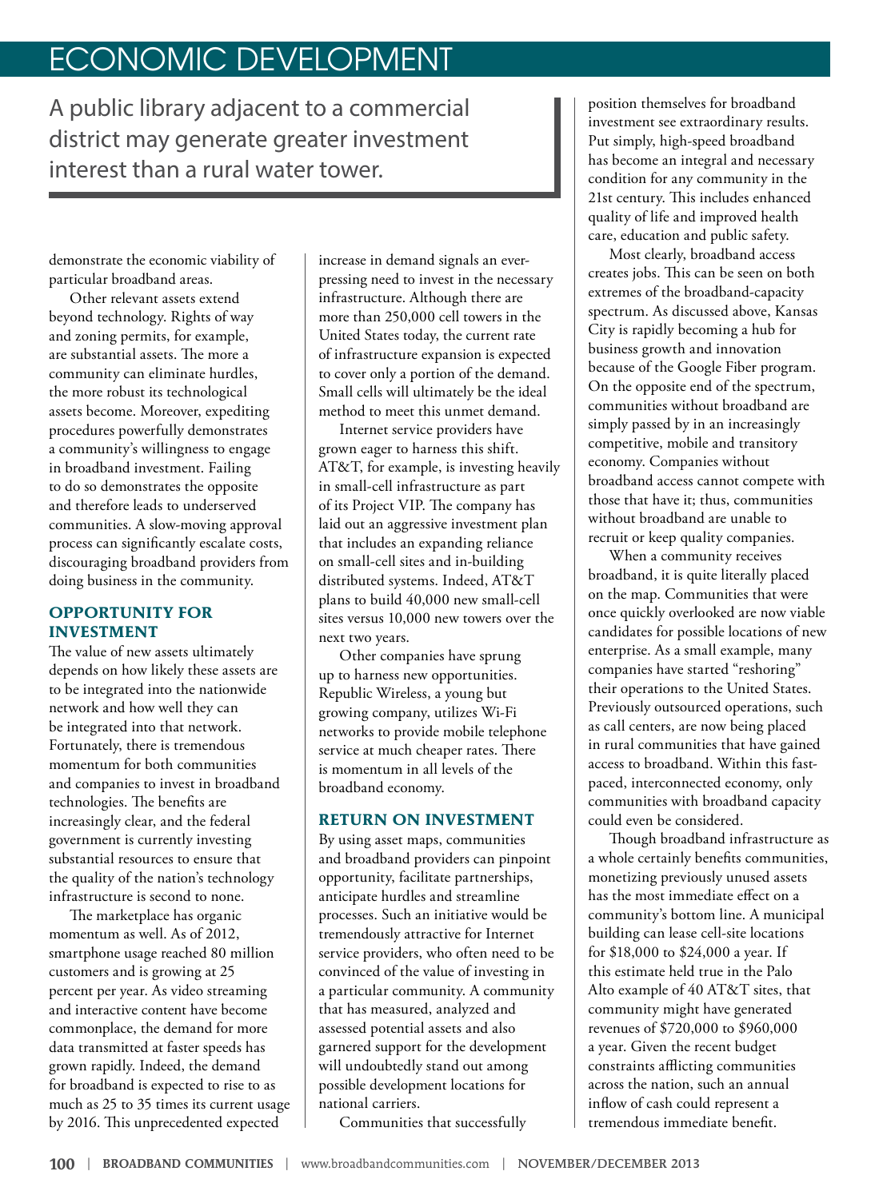> A public library adjacent to a commercial district may generate greater investment interest than a rural water tower.

demonstrate the economic viability of particular broadband areas.

Other relevant assets extend beyond technology. Rights of way and zoning permits, for example, are substantial assets. The more a community can eliminate hurdles, the more robust its technological assets become. Moreover, expediting procedures powerfully demonstrates a community's willingness to engage in broadband investment. Failing to do so demonstrates the opposite and therefore leads to underserved communities. A slow-moving approval process can significantly escalate costs, discouraging broadband providers from doing business in the community.

### OPPORTUNITY FOR INVESTMENT

The value of new assets ultimately depends on how likely these assets are to be integrated into the nationwide network and how well they can be integrated into that network. Fortunately, there is tremendous momentum for both communities and companies to invest in broadband technologies. The benefits are increasingly clear, and the federal government is currently investing substantial resources to ensure that the quality of the nation's technology infrastructure is second to none.

The marketplace has organic momentum as well. As of 2012, smartphone usage reached 80 million customers and is growing at 25 percent per year. As video streaming and interactive content have become commonplace, the demand for more data transmitted at faster speeds has grown rapidly. Indeed, the demand for broadband is expected to rise to as much as 25 to 35 times its current usage by 2016. This unprecedented expected increase in demand signals an ever-pressing need to invest in the necessary infrastructure. Although there are more than 250,000 cell towers in the United States today, the current rate of infrastructure expansion is expected to cover only a portion of the demand. Small cells will ultimately be the ideal method to meet this unmet demand.

Internet service providers have grown eager to harness this shift. AT&T, for example, is investing heavily in small-cell infrastructure as part of its Project VIP. The company has laid out an aggressive investment plan that includes an expanding reliance on small-cell sites and in-building distributed systems. Indeed, AT&T plans to build 40,000 new small-cell sites versus 10,000 new towers over the next two years.

Other companies have sprung up to harness new opportunities. Republic Wireless, a young but growing company, utilizes Wi-Fi networks to provide mobile telephone service at much cheaper rates. There is momentum in all levels of the broadband economy.

### RETURN ON INVESTMENT

By using asset maps, communities and broadband providers can pinpoint opportunity, facilitate partnerships, anticipate hurdles and streamline processes. Such an initiative would be tremendously attractive for Internet service providers, who often need to be convinced of the value of investing in a particular community. A community that has measured, analyzed and assessed potential assets and also garnered support for the development will undoubtedly stand out among possible development locations for national carriers.

Communities that successfully position themselves for broadband investment see extraordinary results. Put simply, high-speed broadband has become an integral and necessary condition for any community in the 21st century. This includes enhanced quality of life and improved health care, education and public safety.

Most clearly, broadband access creates jobs. This can be seen on both extremes of the broadband-capacity spectrum. As discussed above, Kansas City is rapidly becoming a hub for business growth and innovation because of the Google Fiber program. On the opposite end of the spectrum, communities without broadband are simply passed by in an increasingly competitive, mobile and transitory economy. Companies without broadband access cannot compete with those that have it; thus, communities without broadband are unable to recruit or keep quality companies.

When a community receives broadband, it is quite literally placed on the map. Communities that were once quickly overlooked are now viable candidates for possible locations of new enterprise. As a small example, many companies have started "reshoring" their operations to the United States. Previously outsourced operations, such as call centers, are now being placed in rural communities that have gained access to broadband. Within this fast-paced, interconnected economy, only communities with broadband capacity could even be considered.

Though broadband infrastructure as a whole certainly benefits communities, monetizing previously unused assets has the most immediate effect on a community's bottom line. A municipal building can lease cell-site locations for $18,000 to $24,000 a year. If this estimate held true in the Palo Alto example of 40 AT&T sites, that community might have generated revenues of $720,000 to $960,000 a year. Given the recent budget constraints afflicting communities across the nation, such an annual inflow of cash could represent a tremendous immediate benefit.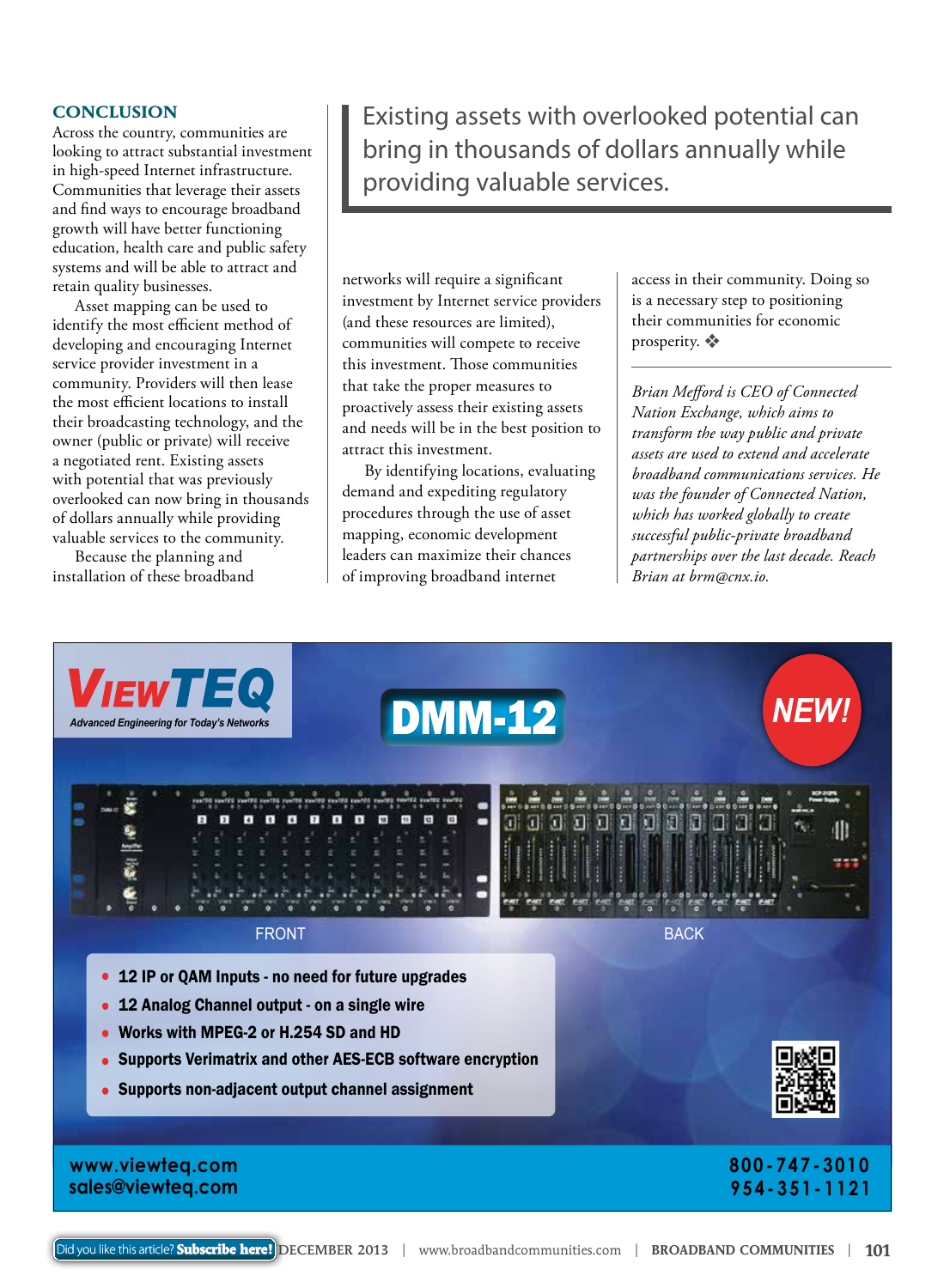## CONCLUSION

Across the country, communities are looking to attract substantial investment in high-speed Internet infrastructure. Communities that leverage their assets and find ways to encourage broadband growth will have better functioning education, health care and public safety systems and will be able to attract and retain quality businesses.

Asset mapping can be used to identify the most efficient method of developing and encouraging Internet service provider investment in a community. Providers will then lease the most efficient locations to install their broadcasting technology, and the owner (public or private) will receive a negotiated rent. Existing assets with potential that was previously overlooked can now bring in thousands of dollars annually while providing valuable services to the community.

> Existing assets with overlooked potential can bring in thousands of dollars annually while providing valuable services.

Because the planning and installation of these broadband networks will require a significant investment by Internet service providers (and these resources are limited), communities will compete to receive this investment. Those communities that take the proper measures to proactively assess their existing assets and needs will be in the best position to attract this investment.

By identifying locations, evaluating demand and expediting regulatory procedures through the use of asset mapping, economic development leaders can maximize their chances of improving broadband internet access in their community. Doing so is a necessary step to positioning their communities for economic prosperity. ❖

*Brian Mefford is CEO of Connected Nation Exchange, which aims to transform the way public and private assets are used to extend and accelerate broadband communications services. He was the founder of Connected Nation, which has worked globally to create successful public-private broadband partnerships over the last decade. Reach Brian at brm@cnx.io.*

---

**ViewTEQ** — Advanced Engineering for Today's Networks

**DMM-12** — NEW!

FRONT | BACK

- 12 IP or QAM Inputs - no need for future upgrades
- 12 Analog Channel output - on a single wire
- Works with MPEG-2 or H.254 SD and HD
- Supports Verimatrix and other AES-ECB software encryption
- Supports non-adjacent output channel assignment

www.viewteq.com
sales@viewteq.com

800-747-3010
954-351-1121

Did you like this article? **Subscribe here!**